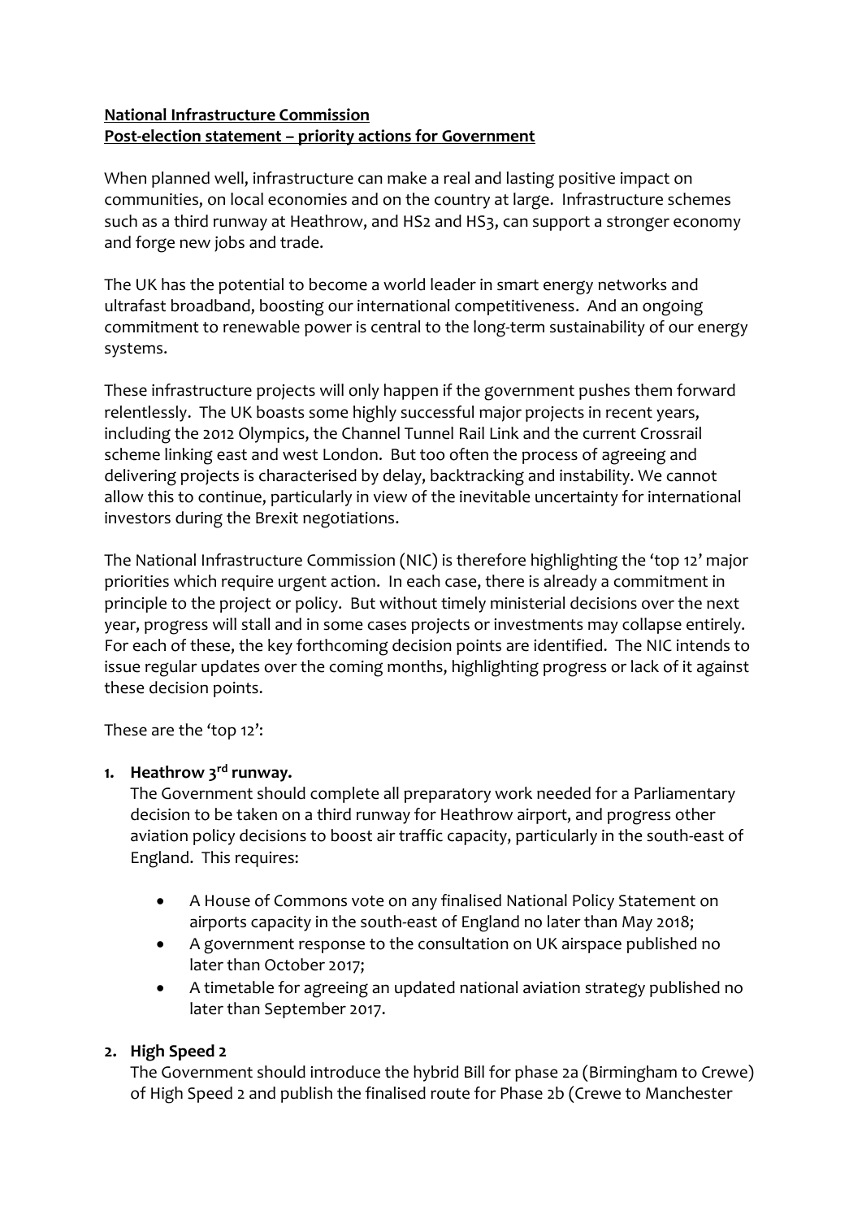**National Infrastructure Commission**
**Post-election statement – priority actions for Government**

When planned well, infrastructure can make a real and lasting positive impact on communities, on local economies and on the country at large. Infrastructure schemes such as a third runway at Heathrow, and HS2 and HS3, can support a stronger economy and forge new jobs and trade.

The UK has the potential to become a world leader in smart energy networks and ultrafast broadband, boosting our international competitiveness. And an ongoing commitment to renewable power is central to the long-term sustainability of our energy systems.

These infrastructure projects will only happen if the government pushes them forward relentlessly. The UK boasts some highly successful major projects in recent years, including the 2012 Olympics, the Channel Tunnel Rail Link and the current Crossrail scheme linking east and west London. But too often the process of agreeing and delivering projects is characterised by delay, backtracking and instability. We cannot allow this to continue, particularly in view of the inevitable uncertainty for international investors during the Brexit negotiations.

The National Infrastructure Commission (NIC) is therefore highlighting the 'top 12' major priorities which require urgent action. In each case, there is already a commitment in principle to the project or policy. But without timely ministerial decisions over the next year, progress will stall and in some cases projects or investments may collapse entirely. For each of these, the key forthcoming decision points are identified. The NIC intends to issue regular updates over the coming months, highlighting progress or lack of it against these decision points.

These are the 'top 12':

1. **Heathrow 3rd runway.**
   The Government should complete all preparatory work needed for a Parliamentary decision to be taken on a third runway for Heathrow airport, and progress other aviation policy decisions to boost air traffic capacity, particularly in the south-east of England. This requires:

   - A House of Commons vote on any finalised National Policy Statement on airports capacity in the south-east of England no later than May 2018;
   - A government response to the consultation on UK airspace published no later than October 2017;
   - A timetable for agreeing an updated national aviation strategy published no later than September 2017.

2. **High Speed 2**
   The Government should introduce the hybrid Bill for phase 2a (Birmingham to Crewe) of High Speed 2 and publish the finalised route for Phase 2b (Crewe to Manchester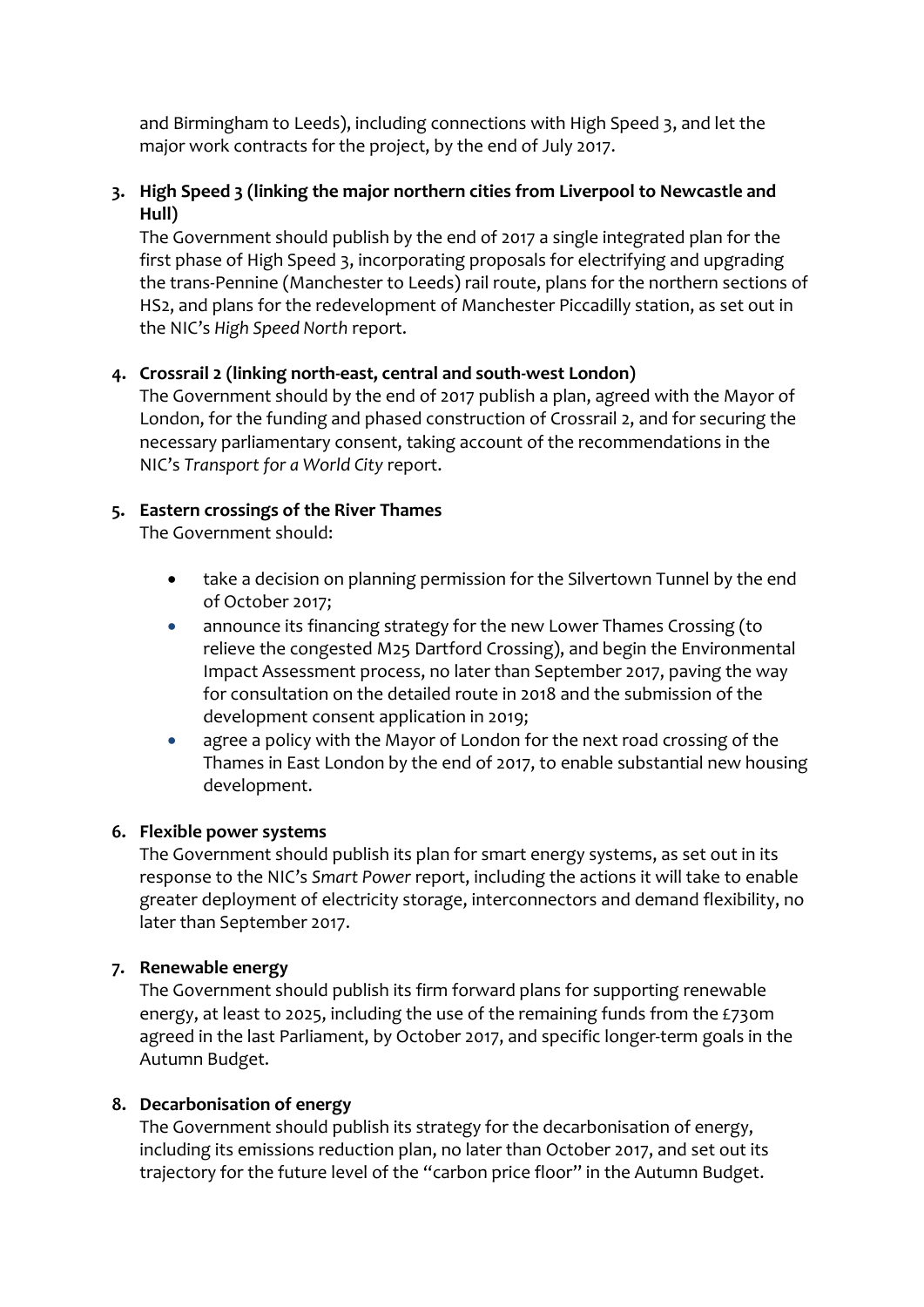and Birmingham to Leeds), including connections with High Speed 3, and let the major work contracts for the project, by the end of July 2017.

3. **High Speed 3 (linking the major northern cities from Liverpool to Newcastle and Hull)**
   The Government should publish by the end of 2017 a single integrated plan for the first phase of High Speed 3, incorporating proposals for electrifying and upgrading the trans-Pennine (Manchester to Leeds) rail route, plans for the northern sections of HS2, and plans for the redevelopment of Manchester Piccadilly station, as set out in the NIC's *High Speed North* report.

4. **Crossrail 2 (linking north-east, central and south-west London)**
   The Government should by the end of 2017 publish a plan, agreed with the Mayor of London, for the funding and phased construction of Crossrail 2, and for securing the necessary parliamentary consent, taking account of the recommendations in the NIC's *Transport for a World City* report.

5. **Eastern crossings of the River Thames**
   The Government should:

   - take a decision on planning permission for the Silvertown Tunnel by the end of October 2017;
   - announce its financing strategy for the new Lower Thames Crossing (to relieve the congested M25 Dartford Crossing), and begin the Environmental Impact Assessment process, no later than September 2017, paving the way for consultation on the detailed route in 2018 and the submission of the development consent application in 2019;
   - agree a policy with the Mayor of London for the next road crossing of the Thames in East London by the end of 2017, to enable substantial new housing development.

6. **Flexible power systems**
   The Government should publish its plan for smart energy systems, as set out in its response to the NIC's *Smart Power* report, including the actions it will take to enable greater deployment of electricity storage, interconnectors and demand flexibility, no later than September 2017.

7. **Renewable energy**
   The Government should publish its firm forward plans for supporting renewable energy, at least to 2025, including the use of the remaining funds from the £730m agreed in the last Parliament, by October 2017, and specific longer-term goals in the Autumn Budget.

8. **Decarbonisation of energy**
   The Government should publish its strategy for the decarbonisation of energy, including its emissions reduction plan, no later than October 2017, and set out its trajectory for the future level of the "carbon price floor" in the Autumn Budget.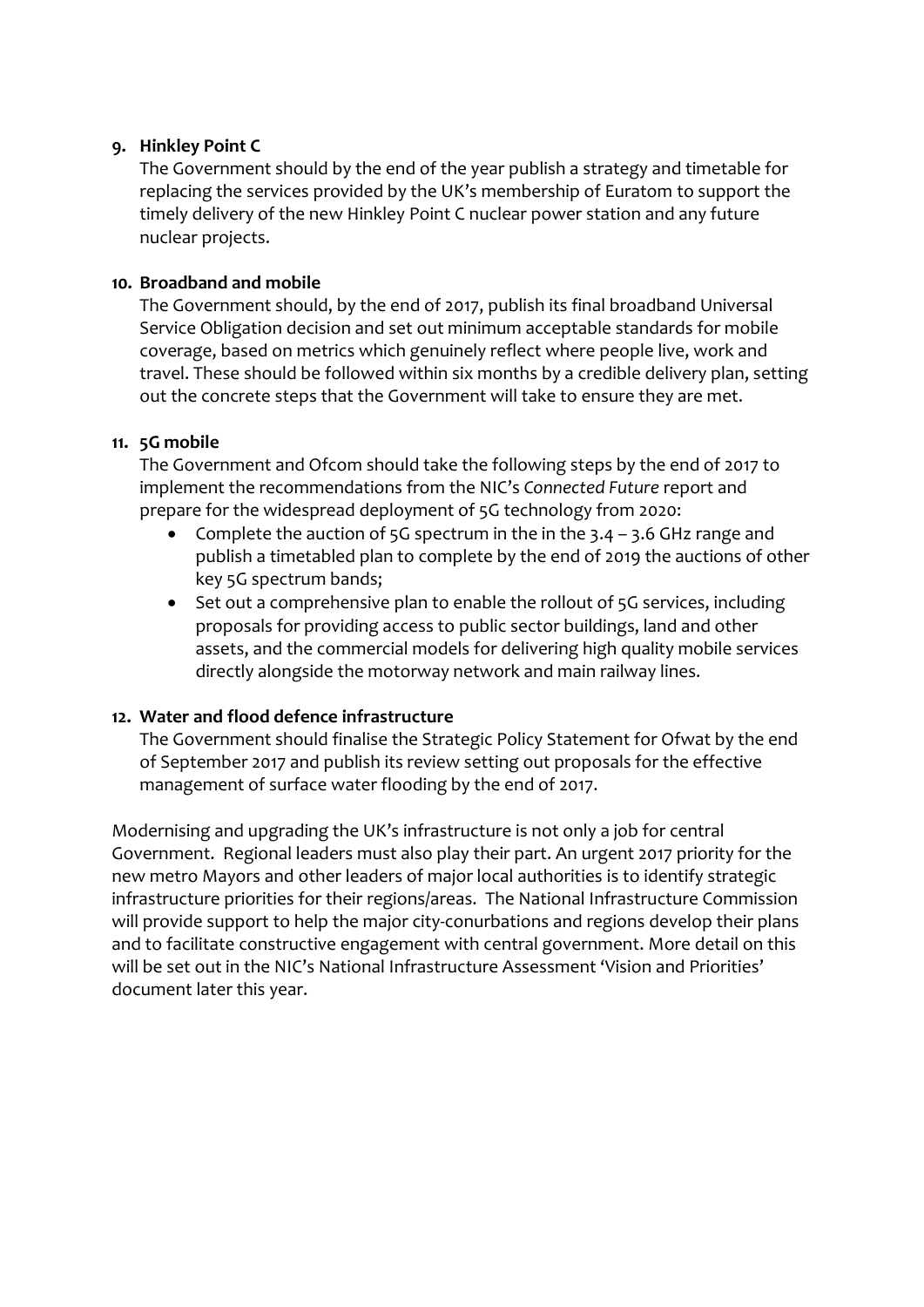9. **Hinkley Point C**
   The Government should by the end of the year publish a strategy and timetable for replacing the services provided by the UK's membership of Euratom to support the timely delivery of the new Hinkley Point C nuclear power station and any future nuclear projects.

10. **Broadband and mobile**
    The Government should, by the end of 2017, publish its final broadband Universal Service Obligation decision and set out minimum acceptable standards for mobile coverage, based on metrics which genuinely reflect where people live, work and travel. These should be followed within six months by a credible delivery plan, setting out the concrete steps that the Government will take to ensure they are met.

11. **5G mobile**
    The Government and Ofcom should take the following steps by the end of 2017 to implement the recommendations from the NIC's *Connected Future* report and prepare for the widespread deployment of 5G technology from 2020:
    - Complete the auction of 5G spectrum in the in the 3.4 – 3.6 GHz range and publish a timetabled plan to complete by the end of 2019 the auctions of other key 5G spectrum bands;
    - Set out a comprehensive plan to enable the rollout of 5G services, including proposals for providing access to public sector buildings, land and other assets, and the commercial models for delivering high quality mobile services directly alongside the motorway network and main railway lines.

12. **Water and flood defence infrastructure**
    The Government should finalise the Strategic Policy Statement for Ofwat by the end of September 2017 and publish its review setting out proposals for the effective management of surface water flooding by the end of 2017.

Modernising and upgrading the UK's infrastructure is not only a job for central Government. Regional leaders must also play their part. An urgent 2017 priority for the new metro Mayors and other leaders of major local authorities is to identify strategic infrastructure priorities for their regions/areas. The National Infrastructure Commission will provide support to help the major city-conurbations and regions develop their plans and to facilitate constructive engagement with central government. More detail on this will be set out in the NIC's National Infrastructure Assessment 'Vision and Priorities' document later this year.